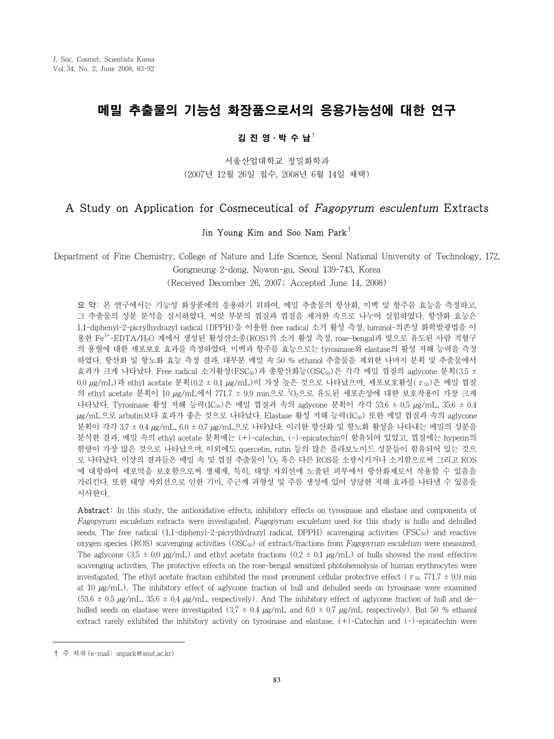# 메밀 추출물의 기능성 화장품으로서의 응용가능성에 대한 연구

**김 진 영 · 박 수 남†**

서울산업대학교 정밀화학과
(2007년 12월 26일 접수, 2008년 6월 14일 채택)

# A Study on Application for Cosmeceutical of *Fagopyrum esculentum* Extracts

Jin Young Kim and Soo Nam Park†

Department of Fine Chemistry, College of Nature and Life Science, Seoul National University of Technology, 172, Gongneung 2-dong, Nowon-gu, Seoul 139-743, Korea
(Received December 26, 2007; Accepted June 14, 2008)

**요 약**: 본 연구에서는 기능성 화장품에의 응용하기 위하여, 메밀 추출물의 항산화, 미백 및 항주름 효능을 측정하고, 그 추출물의 성분 분석을 실시하였다. 씨앗 부분의 껍질과 껍질을 제거한 속으로 나누어 실험하였다. 항산화 효능은 1,1-diphenyl-2-picrylhydrazyl radical (DPPH)을 이용한 free radical 소거 활성 측정, luminol-의존성 화학발광법을 이용한 $Fe^{3+}$-EDTA/$H_2O$ 계에서 생성된 활성산소종(ROS)의 소거 활성 측정, rose-bengal과 빛으로 유도된 사람 적혈구의 용혈에 대한 세포보호 효과를 측정하였다. 미백과 항주름 효능으로는 tyrosinase와 elastase의 활성 저해 능력을 측정하였다. 항산화 및 항노화 효능 측정 결과, 대부분 메밀 속 50 % ethanol 추출물을 제외한 나머지 분획 및 추출물에서 효과가 크게 나타났다. Free radical 소거활성($FSC_{50}$)과 총항산화능($OSC_{50}$)은 각각 메밀 껍질의 aglycone 분획(3.5 ± 0.0 μg/mL)과 ethyl acetate 분획(0.2 ± 0.1 μg/mL)이 가장 높은 것으로 나타났으며, 세포보호활성($\tau_{50}$)은 메밀 껍질의 ethyl acetate 분획이 10 μg/mL에서 771.7 ± 9.9 min으로 $^1O_2$으로 유도된 세포손상에 대한 보호작용이 가장 크게 나타났다. Tyrosinase 활성 저해 능력($IC_{50}$)은 메밀 껍질과 속의 aglycone 분획이 각각 53.6 ± 0.5 μg/mL, 35.6 ± 0.4 μg/mL으로 arbutin보다 효과가 좋은 것으로 나타났다. Elastase 활성 저해 능력($IC_{50}$) 또한 메밀 껍질과 속의 aglycone 분획이 각각 3.7 ± 0.4 μg/mL, 6.0 ± 0.7 μg/mL으로 나타났다. 이러한 항산화 및 항노화 활성을 나타내는 메밀의 성분을 분석한 결과, 메밀 속의 ethyl acetate 분획에는 (+)-catechin, (-)-epicatechin이 함유되어 있었고, 껍질에는 hyperin의 함량이 가장 많은 것으로 나타났으며, 이외에도 quercetin, rutin 등의 많은 플라보노이드 성분들이 함유되어 있는 것으로 나타났다. 이상의 결과들은 메밀 속 및 껍질 추출물이 $^1O_2$ 혹은 다른 ROS를 소광시키거나 소거함으로써 그리고 ROS에 대항하여 세포막을 보호함으로써 생체계, 특히, 태양 자외선에 노출된 피부에서 항산화제로서 작용할 수 있음을 가리킨다. 또한 태양 자외선으로 인한 기미, 주근깨 과형성 및 주름 생성에 있어 상당한 저해 효과를 나타낼 수 있음을 시사한다.

**Abstract**: In this study, the antioxidative effects, inhibitory effects on tyrosinase and elastase and components of *Fagopyrum esculetum* extracts were investigated. *Fagopyrum esculetum* used for this study is hulls and dehulled seeds. The free radical (1,1-diphenyl-2-picrylhydrazyl radical, DPPH) scavenging activities ($FSC_{50}$) and reactive oxygen species (ROS) scavenging activities ($OSC_{50}$) of extract/fractions from *Fagopyrum esculetum* were measured. The aglycone (3.5 ± 0.0 μg/mL) and ethyl acetate fractions (0.2 ± 0.1 μg/mL) of hulls showed the most effective scavenging activities. The protective effects on the rose-bengal sensitized photohemolysis of human erythrocytes were investigated. The ethyl acetate fraction exhibited the most prominent cellular protective effect ($\tau_{50}$, 771.7 ± 9.9 min at 10 μg/mL). The inhibitory effect of aglycone fraction of hull and dehulled seeds on tyrosinase were examined (53.6 ± 0.5 μg/mL, 35.6 ± 0.4 μg/mL, respectively). And The inhibitory effect of aglycone fraction of hull and de-hulled seeds on elastase were investigated (3.7 ± 0.4 μg/mL and 6.0 ± 0.7 μg/mL respectively). But 50 % ethanol extract rarely exhibited the inhibitory activity on tyrosinase and elastase. (+)-Catechin and (-)-epicatechin were

---

† 주 저자 (e-mail: snpark@snut.ac.kr)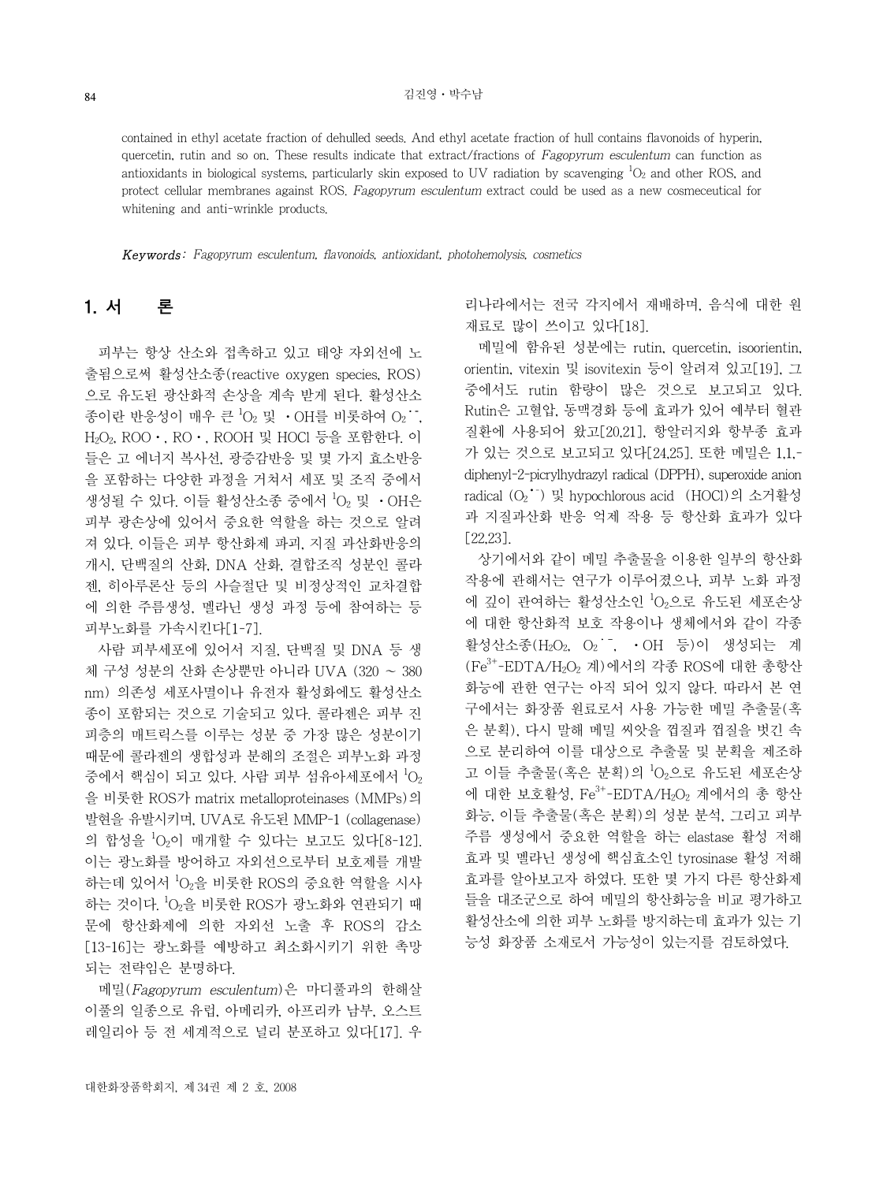contained in ethyl acetate fraction of dehulled seeds. And ethyl acetate fraction of hull contains flavonoids of hyperin, quercetin, rutin and so on. These results indicate that extract/fractions of *Fagopyrum esculentum* can function as antioxidants in biological systems, particularly skin exposed to UV radiation by scavenging $^1O_2$ and other ROS, and protect cellular membranes against ROS. *Fagopyrum esculentum* extract could be used as a new cosmeceutical for whitening and anti-wrinkle products.

***Keywords***: *Fagopyrum esculentum, flavonoids, antioxidant, photohemolysis, cosmetics*

## 1. 서 론

피부는 항상 산소와 접촉하고 있고 태양 자외선에 노출됨으로써 활성산소종(reactive oxygen species, ROS)으로 유도된 광산화적 손상을 계속 받게 된다. 활성산소종이란 반응성이 매우 큰 $^1O_2$ 및 ·OH를 비롯하여 $O_2^{\cdot-}$, $H_2O_2$, ROO·, RO·, ROOH 및 HOCl 등을 포함한다. 이들은 고 에너지 복사선, 광증감반응 및 몇 가지 효소반응을 포함하는 다양한 과정을 거쳐서 세포 및 조직 중에서 생성될 수 있다. 이들 활성산소종 중에서 $^1O_2$ 및 ·OH은 피부 광손상에 있어서 중요한 역할을 하는 것으로 알려져 있다. 이들은 피부 항산화제 파괴, 지질 과산화반응의 개시, 단백질의 산화, DNA 산화, 결합조직 성분인 콜라겐, 히아루론산 등의 사슬절단 및 비정상적인 교차결합에 의한 주름생성, 멜라닌 생성 과정 등에 참여하는 등 피부노화를 가속시킨다[1-7].

사람 피부세포에 있어서 지질, 단백질 및 DNA 등 생체 구성 성분의 산화 손상뿐만 아니라 UVA (320 ~ 380 nm) 의존성 세포사멸이나 유전자 활성화에도 활성산소종이 포함되는 것으로 기술되고 있다. 콜라겐은 피부 진피층의 매트릭스를 이루는 성분 중 가장 많은 성분이기 때문에 콜라겐의 생합성과 분해의 조절은 피부노화 과정 중에서 핵심이 되고 있다. 사람 피부 섬유아세포에서 $^1O_2$을 비롯한 ROS가 matrix metalloproteinases (MMPs)의 발현을 유발시키며, UVA로 유도된 MMP-1 (collagenase)의 합성을 $^1O_2$이 매개할 수 있다는 보고도 있다[8-12]. 이는 광노화를 방어하고 자외선으로부터 보호제를 개발하는데 있어서 $^1O_2$을 비롯한 ROS의 중요한 역할을 시사하는 것이다. $^1O_2$을 비롯한 ROS가 광노화와 연관되기 때문에 항산화제에 의한 자외선 노출 후 ROS의 감소[13-16]는 광노화를 예방하고 최소화시키기 위한 촉망되는 전략임은 분명하다.

메밀(*Fagopyrum esculentum*)은 마디풀과의 한해살이풀의 일종으로 유럽, 아메리카, 아프리카 남부, 오스트레일리아 등 전 세계적으로 널리 분포하고 있다[17]. 우리나라에서는 전국 각지에서 재배하며, 음식에 대한 원재료로 많이 쓰이고 있다[18].

메밀에 함유된 성분에는 rutin, quercetin, isoorientin, orientin, vitexin 및 isovitexin 등이 알려져 있고[19], 그 중에서도 rutin 함량이 많은 것으로 보고되고 있다. Rutin은 고혈압, 동맥경화 등에 효과가 있어 예부터 혈관질환에 사용되어 왔고[20,21], 항알러지와 항부종 효과가 있는 것으로 보고되고 있다[24,25]. 또한 메밀은 1,1,-diphenyl-2-picrylhydrazyl radical (DPPH), superoxide anion radical ($O_2^{\cdot-}$) 및 hypochlorous acid (HOCl)의 소거활성과 지질과산화 반응 억제 작용 등 항산화 효과가 있다[22,23].

상기에서와 같이 메밀 추출물을 이용한 일부의 항산화 작용에 관해서는 연구가 이루어졌으나, 피부 노화 과정에 깊이 관여하는 활성산소인 $^1O_2$으로 유도된 세포손상에 대한 항산화적 보호 작용이나 생체에서와 같이 각종 활성산소종($H_2O_2$, $O_2^{\cdot-}$, ·OH 등)이 생성되는 계 ($Fe^{3+}$-EDTA/$H_2O_2$ 계)에서의 각종 ROS에 대한 총항산화능에 관한 연구는 아직 되어 있지 않다. 따라서 본 연구에서는 화장품 원료로서 사용 가능한 메밀 추출물(혹은 분획), 다시 말해 메밀 씨앗을 겹질과 겹질을 벗긴 속으로 분리하여 이를 대상으로 추출물 및 분획을 제조하고 이들 추출물(혹은 분획)의 $^1O_2$으로 유도된 세포손상에 대한 보호활성, $Fe^{3+}$-EDTA/$H_2O_2$ 계에서의 총 항산화능, 이들 추출물(혹은 분획)의 성분 분석, 그리고 피부 주름 생성에서 중요한 역할을 하는 elastase 활성 저해 효과 및 멜라닌 생성에 핵심효소인 tyrosinase 활성 저해 효과를 알아보고자 하였다. 또한 몇 가지 다른 항산화제들을 대조군으로 하여 메밀의 항산화능을 비교 평가하고 활성산소에 의한 피부 노화를 방지하는데 효과가 있는 기능성 화장품 소재로서 가능성이 있는지를 검토하였다.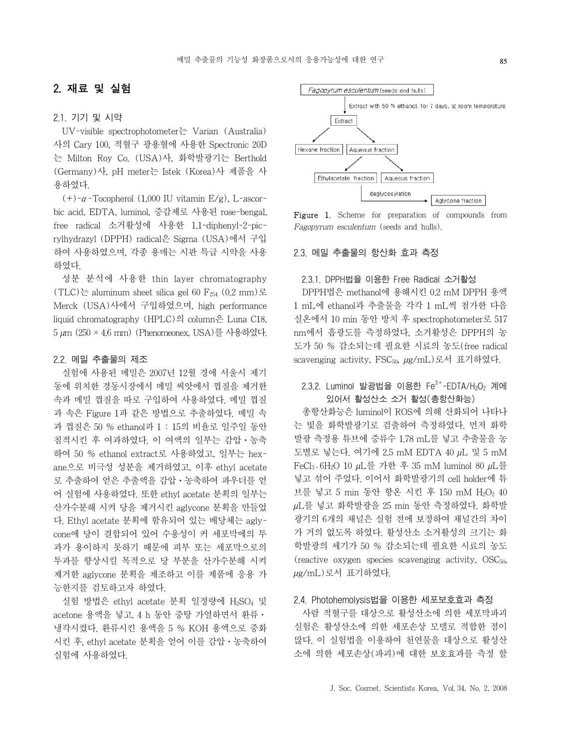## 2. 재료 및 실험

### 2.1. 기기 및 시약

UV-visible spectrophotometer는 Varian (Australia)사의 Cary 100, 적혈구 광용혈에 사용한 Spectronic 20D는 Milton Roy Co. (USA)사, 화학발광기는 Berthold (Germany)사, pH meter는 Istek (Korea)사 제품을 사용하였다.

(+)-$\alpha$-Tocopherol (1,000 IU vitamin E/g), L-ascorbic acid, EDTA, luminol, 증감제로 사용된 rose-bengal, free radical 소거활성에 사용한 1,1-diphenyl-2-picrylhydrazyl (DPPH) radical은 Sigma (USA)에서 구입하여 사용하였으며, 각종 용매는 시판 특급 시약을 사용하였다.

성분 분석에 사용한 thin layer chromatography (TLC)는 aluminum sheet silica gel 60 $F_{254}$ (0.2 mm)로 Merck (USA)사에서 구입하였으며, high performance liquid chromatography (HPLC)의 column은 Luna C18, 5 $\mu$m (250 × 4.6 mm) (Phenomeonex, USA)를 사용하였다.

### 2.2. 메밀 추출물의 제조

실험에 사용된 메밀은 2007년 12월 경에 서울시 제기동에 위치한 경동시장에서 메밀 씨앗에서 껍질을 제거한 속과 메밀 껍질을 따로 구입하여 사용하였다. 메밀 껍질과 속은 Figure 1과 같은 방법으로 추출하였다. 메밀 속과 껍질은 50 % ethanol과 1 : 15의 비율로 일주일 동안 침적시킨 후 여과하였다. 이 여액의 일부는 감압·농축하여 50 % ethanol extract로 사용하였고, 일부는 hexane으로 비극성 성분을 제거하였고, 이후 ethyl acetate로 추출하여 얻은 추출액을 감압·농축하여 파우더를 얻어 실험에 사용하였다. 또한 ethyl acetate 분획의 일부는 산가수분해 시켜 당을 제거시킨 aglycone 분획을 만들었다. Ethyl acetate 분획에 함유되어 있는 배당체는 aglycone에 당이 결합되어 있어 수용성이 커 세포막에의 투과가 용이하지 못하기 때문에 피부 또는 세포막으로의 투과를 향상시킬 목적으로 당 부분을 산가수분해 시켜 제거한 aglycone 분획을 제조하고 이를 제품에 응용 가능한지를 검토하고자 하였다.

실험 방법은 ethyl acetate 분획 일정량에 $H_2SO_4$ 및 acetone 용액을 넣고, 4 h 동안 중탕 가열하면서 환류·냉각시켰다. 환류시킨 용액을 5 % KOH 용액으로 중화시킨 후, ethyl acetate 분획을 얻어 이를 감압·농축하여 실험에 사용하였다.

Fagopyrum esculentum (seeds and hulls)
↓ Extract with 50 % ethanol, for 7 days, at room temperature
Extract → Hexane fraction / Aqueous fraction
Aqueous fraction → Ethylacetate fraction / Aqueous fraction
Ethylacetate fraction → deglycosylation → Aglycone fraction

**Figure 1.** Scheme for preparation of compounds from *Fagopyrum esculentum* (seeds and hulls).

### 2.3. 메밀 추출물의 항산화 효과 측정

#### 2.3.1. DPPH법을 이용한 Free Radical 소거활성

DPPH법은 methanol에 용해시킨 0.2 mM DPPH 용액 1 mL에 ethanol과 추출물을 각각 1 mL씩 첨가한 다음 실온에서 10 min 동안 방치 후 spectrophotometer로 517 nm에서 흡광도를 측정하였다. 소거활성은 DPPH의 농도가 50 % 감소되는데 필요한 시료의 농도(free radical scavenging activity, $FSC_{50}$, $\mu$g/mL)로서 표기하였다.

#### 2.3.2. Luminol 발광법을 이용한 $Fe^{3+}$-EDTA/$H_2O_2$ 계에 있어서 활성산소 소거 활성(총항산화능)

총항산화능은 luminol이 ROS에 의해 산화되어 나타나는 빛을 화학발광기로 검출하여 측정하였다. 먼저 화학발광 측정용 튜브에 증류수 1.78 mL를 넣고 추출물을 농도별로 넣는다. 여기에 2.5 mM EDTA 40 $\mu$L 및 5 mM $FeCl_3 \cdot 6H_2O$ 10 $\mu$L를 가한 후 35 mM luminol 80 $\mu$L를 넣고 섞어 주었다. 이어서 화학발광기의 cell holder에 튜브를 넣고 5 min 동안 항온 시킨 후 150 mM $H_2O_2$ 40 $\mu$L를 넣고 화학발광을 25 min 동안 측정하였다. 화학발광기의 6개의 채널은 실험 전에 보정하여 채널간의 차이가 거의 없도록 하였다. 활성산소 소거활성의 크기는 화학발광의 세기가 50 % 감소되는데 필요한 시료의 농도(reactive oxygen species scavenging activity, $OSC_{50}$, $\mu$g/mL)로서 표기하였다.

### 2.4. Photohemolysis법을 이용한 세포보호효과 측정

사람 적혈구를 대상으로 활성산소에 의한 세포막파괴 실험은 활성산소에 의한 세포손상 모델로 적합한 점이 많다. 이 실험법을 이용하여 천연물을 대상으로 활성산소에 의한 세포손상(파괴)에 대한 보호효과를 측정 할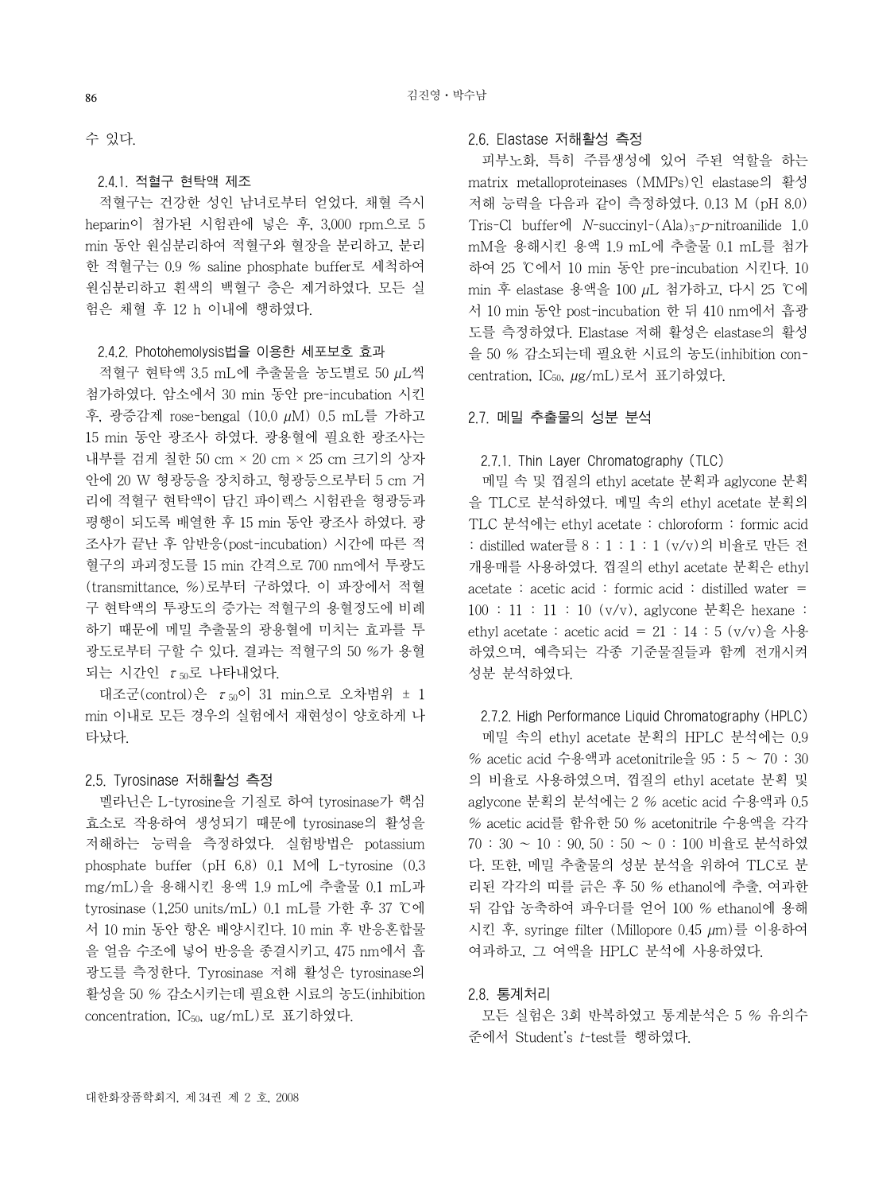수 있다.

#### 2.4.1. 적혈구 현탁액 제조

적혈구는 건강한 성인 남녀로부터 얻었다. 채혈 즉시 heparin이 첨가된 시험관에 넣은 후, 3,000 rpm으로 5 min 동안 원심분리하여 적혈구와 혈장을 분리하고, 분리한 적혈구는 0.9 % saline phosphate buffer로 세척하여 원심분리하고 흰색의 백혈구 층은 제거하였다. 모든 실험은 채혈 후 12 h 이내에 행하였다.

#### 2.4.2. Photohemolysis법을 이용한 세포보호 효과

적혈구 현탁액 3.5 mL에 추출물을 농도별로 50 μL씩 첨가하였다. 암소에서 30 min 동안 pre-incubation 시킨 후, 광증감제 rose-bengal (10.0 μM) 0.5 mL를 가하고 15 min 동안 광조사 하였다. 광용혈에 필요한 광조사는 내부를 검게 칠한 50 cm × 20 cm × 25 cm 크기의 상자 안에 20 W 형광등을 장치하고, 형광등으로부터 5 cm 거리에 적혈구 현탁액이 담긴 파이렉스 시험관을 형광등과 평행이 되도록 배열한 후 15 min 동안 광조사 하였다. 광조사가 끝난 후 암반응(post-incubation) 시간에 따른 적혈구의 파괴정도를 15 min 간격으로 700 nm에서 투광도(transmittance, %)로부터 구하였다. 이 파장에서 적혈구 현탁액의 투광도의 증가는 적혈구의 용혈정도에 비례하기 때문에 메밀 추출물의 광용혈에 미치는 효과를 투광도로부터 구할 수 있다. 결과는 적혈구의 50 %가 용혈되는 시간인 $\tau_{50}$로 나타내었다.

대조군(control)은 $\tau_{50}$이 31 min으로 오차범위 ± 1 min 이내로 모든 경우의 실험에서 재현성이 양호하게 나타났다.

### 2.5. Tyrosinase 저해활성 측정

멜라닌은 L-tyrosine을 기질로 하여 tyrosinase가 핵심효소로 작용하여 생성되기 때문에 tyrosinase의 활성을 저해하는 능력을 측정하였다. 실험방법은 potassium phosphate buffer (pH 6.8) 0.1 M에 L-tyrosine (0.3 mg/mL)을 용해시킨 용액 1.9 mL에 추출물 0.1 mL과 tyrosinase (1,250 units/mL) 0.1 mL를 가한 후 37 ℃에서 10 min 동안 항온 배양시킨다. 10 min 후 반응혼합물을 얼음 수조에 넣어 반응을 종결시키고, 475 nm에서 흡광도를 측정한다. Tyrosinase 저해 활성은 tyrosinase의 활성을 50 % 감소시키는데 필요한 시료의 농도(inhibition concentration, $IC_{50}$, ug/mL)로 표기하였다.

### 2.6. Elastase 저해활성 측정

피부노화, 특히 주름생성에 있어 주된 역할을 하는 matrix metalloproteinases (MMPs)인 elastase의 활성 저해 능력을 다음과 같이 측정하였다. 0.13 M (pH 8.0) Tris-Cl buffer에 *N*-succinyl-$(Ala)_3$-*p*-nitroanilide 1.0 mM을 용해시킨 용액 1.9 mL에 추출물 0.1 mL를 첨가하여 25 ℃에서 10 min 동안 pre-incubation 시킨다. 10 min 후 elastase 용액을 100 μL 첨가하고, 다시 25 ℃에서 10 min 동안 post-incubation 한 뒤 410 nm에서 흡광도를 측정하였다. Elastase 저해 활성은 elastase의 활성을 50 % 감소되는데 필요한 시료의 농도(inhibition concentration, $IC_{50}$, μg/mL)로서 표기하였다.

### 2.7. 메밀 추출물의 성분 분석

#### 2.7.1. Thin Layer Chromatography (TLC)

메밀 속 및 껍질의 ethyl acetate 분획과 aglycone 분획을 TLC로 분석하였다. 메밀 속의 ethyl acetate 분획의 TLC 분석에는 ethyl acetate : chloroform : formic acid : distilled water를 8 : 1 : 1 : 1 (v/v)의 비율로 만든 전개용매를 사용하였다. 껍질의 ethyl acetate 분획은 ethyl acetate : acetic acid : formic acid : distilled water = 100 : 11 : 11 : 10 (v/v), aglycone 분획은 hexane : ethyl acetate : acetic acid = 21 : 14 : 5 (v/v)을 사용하였으며, 예측되는 각종 기준물질들과 함께 전개시켜 성분 분석하였다.

#### 2.7.2. High Performance Liquid Chromatography (HPLC)

메밀 속의 ethyl acetate 분획의 HPLC 분석에는 0.9 % acetic acid 수용액과 acetonitrile을 95 : 5 ~ 70 : 30의 비율로 사용하였으며, 껍질의 ethyl acetate 분획 및 aglycone 분획의 분석에는 2 % acetic acid 수용액과 0.5 % acetic acid를 함유한 50 % acetonitrile 수용액을 각각 70 : 30 ~ 10 : 90, 50 : 50 ~ 0 : 100 비율로 분석하였다. 또한, 메밀 추출물의 성분 분석을 위하여 TLC로 분리된 각각의 띠를 긁은 후 50 % ethanol에 추출, 여과한 뒤 감압 농축하여 파우더를 얻어 100 % ethanol에 용해시킨 후, syringe filter (Millopore 0.45 μm)를 이용하여 여과하고, 그 여액을 HPLC 분석에 사용하였다.

### 2.8. 통계처리

모든 실험은 3회 반복하였고 통계분석은 5 % 유의수준에서 Student's *t*-test를 행하였다.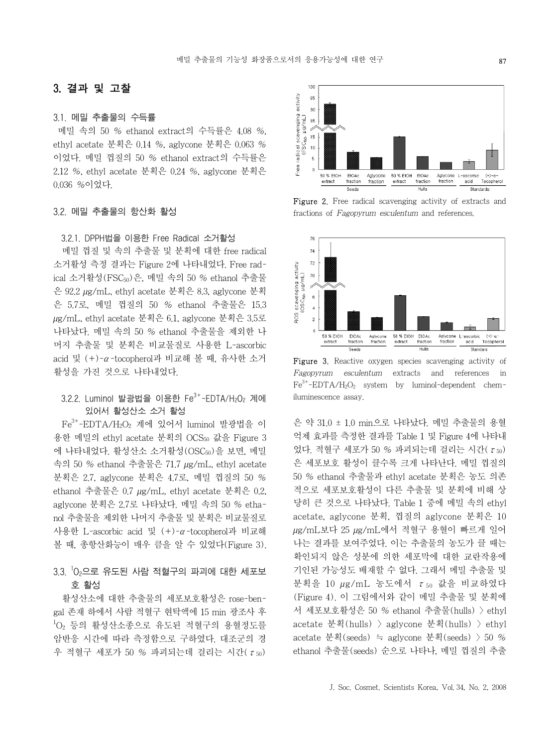## 3. 결과 및 고찰

### 3.1. 메밀 추출물의 수득률

메밀 속의 50 % ethanol extract의 수득률은 4.08 %, ethyl acetate 분획은 0.14 %, aglycone 분획은 0.063 %이었다. 메밀 껍질의 50 % ethanol extract의 수득률은 2.12 %, ethyl acetate 분획은 0.24 %, aglycone 분획은 0.036 %이었다.

### 3.2. 메밀 추출물의 항산화 활성

#### 3.2.1. DPPH법을 이용한 Free Radical 소거활성

메밀 껍질 및 속의 추출물 및 분획에 대한 free radical 소거활성 측정 결과는 Figure 2에 나타내었다. Free radical 소거활성($FSC_{50}$)은, 메밀 속의 50 % ethanol 추출물은 92.2 μg/mL, ethyl acetate 분획은 8.3, aglycone 분획은 5.7로, 메밀 껍질의 50 % ethanol 추출물은 15.3 μg/mL, ethyl acetate 분획은 6.1, aglycone 분획은 3.5로 나타났다. 메밀 속의 50 % ethanol 추출물을 제외한 나머지 추출물 및 분획은 비교물질로 사용한 L-ascorbic acid 및 (+)-α-tocopherol과 비교해 볼 때, 유사한 소거 활성을 가진 것으로 나타내었다.

#### 3.2.2. Luminol 발광법을 이용한 $Fe^{3+}$-EDTA/$H_2O_2$ 계에 있어서 활성산소 소거 활성

$Fe^{3+}$-EDTA/$H_2O_2$ 계에 있어서 luminol 발광법을 이용한 메밀의 ethyl acetate 분획의 $OCS_{50}$ 값을 Figure 3에 나타내었다. 활성산소 소거활성($OSC_{50}$)을 보면, 메밀 속의 50 % ethanol 추출물은 71.7 μg/mL, ethyl acetate 분획은 2.7, aglycone 분획은 4.7로, 메밀 껍질의 50 % ethanol 추출물은 0.7 μg/mL, ethyl acetate 분획은 0.2, aglycone 분획은 2.7로 나타났다. 메밀 속의 50 % ethanol 추출물을 제외한 나머지 추출물 및 분획은 비교물질로 사용한 L-ascorbic acid 및 (+)-α-tocopherol과 비교해 볼 때, 총항산화능이 매우 큼을 알 수 있었다(Figure 3).

### 3.3. $^1O_2$으로 유도된 사람 적혈구의 파괴에 대한 세포보호 활성

활성산소에 대한 추출물의 세포보호활성은 rose-bengal 존재 하에서 사람 적혈구 현탁액에 15 min 광조사 후 $^1O_2$ 등의 활성산소종으로 유도된 적혈구의 용혈정도를 암반응 시간에 따라 측정함으로 구하였다. 대조군의 경우 적혈구 세포가 50 % 파괴되는데 걸리는 시간($\tau_{50}$)은 약 31.0 ± 1.0 min으로 나타났다. 메밀 추출물의 용혈억제 효과를 측정한 결과를 Table 1 및 Figure 4에 나타내었다. 적혈구 세포가 50 % 파괴되는데 걸리는 시간($\tau_{50}$)은 세포보호 활성이 클수록 크게 나타난다. 메밀 껍질의 50 % ethanol 추출물과 ethyl acetate 분획은 농도 의존적으로 세포보호활성이 다른 추출물 및 분획에 비해 상당히 큰 것으로 나타났다. Table 1 중에 메밀 속의 ethyl acetate, aglycone 분획, 껍질의 aglycone 분획은 10 μg/mL보다 25 μg/mL에서 적혈구 용혈이 빠르게 일어나는 결과를 보여주었다. 이는 추출물의 농도가 클 때는 확인되지 않은 성분에 의한 세포막에 대한 교란작용에 기인된 가능성도 배재할 수 없다. 그래서 메밀 추출물 및 분획을 10 μg/mL 농도에서 $\tau_{50}$ 값을 비교하였다(Figure 4). 이 그림에서와 같이 메밀 추출물 및 분획에서 세포보호활성은 50 % ethanol 추출물(hulls) > ethyl acetate 분획(hulls) > aglycone 분획(hulls) > ethyl acetate 분획(seeds) ≒ aglycone 분획(seeds) > 50 % ethanol 추출물(seeds) 순으로 나타나, 메밀 껍질의 추출

Figure 2. Free radical scavenging activity of extracts and fractions of *Fagopyrum esculentum* and references.

Figure 3. Reactive oxygen species scavenging activity of *Fagopyrum esculentum* extracts and references in $Fe^{3+}$-EDTA/$H_2O_2$ system by luminol-dependent chemiluminescence assay.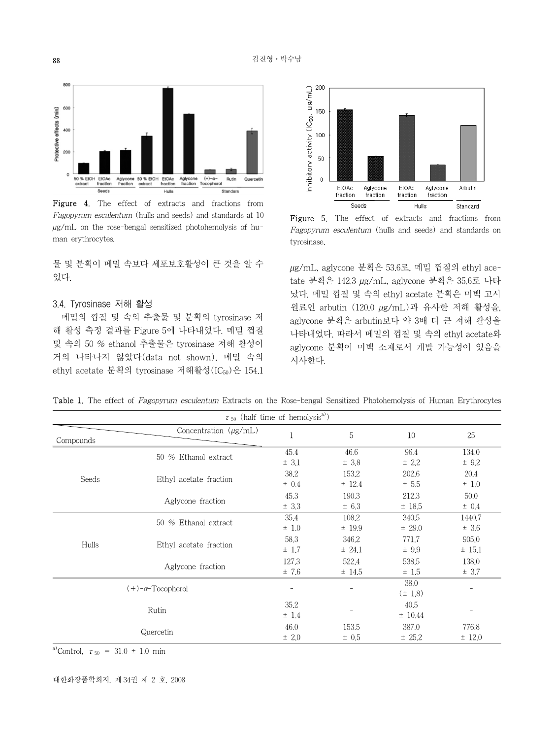Figure 4. The effect of extracts and fractions from *Fagopyrum esculentum* (hulls and seeds) and standards at 10 μg/mL on the rose-bengal sensitized photohemolysis of human erythrocytes.

물 및 분획이 메밀 속보다 세포보호활성이 큰 것을 알 수 있다.

### 3.4. Tyrosinase 저해 활성

메밀의 껍질 및 속의 추출물 및 분획의 tyrosinase 저해 활성 측정 결과를 Figure 5에 나타내었다. 메밀 껍질 및 속의 50 % ethanol 추출물은 tyrosinase 저해 활성이 거의 나타나지 않았다(data not shown). 메밀 속의 ethyl acetate 분획의 tyrosinase 저해활성($IC_{50}$)은 154.1 μg/mL, aglycone 분획은 53.6로, 메밀 껍질의 ethyl acetate 분획은 142.3 μg/mL, aglycone 분획은 35.6로 나타났다. 메밀 껍질 및 속의 ethyl acetate 분획은 미백 고시원료인 arbutin (120.0 μg/mL)과 유사한 저해 활성을, aglycone 분획은 arbutin보다 약 3배 더 큰 저해 활성을 나타내었다. 따라서 메밀의 껍질 및 속의 ethyl acetate와 aglycone 분획이 미백 소재로서 개발 가능성이 있음을 시사한다.

Figure 5. The effect of extracts and fractions from *Fagopyrum esculentum* (hulls and seeds) and standards on tyrosinase.

Table 1. The effect of *Fagopyrum esculentum* Extracts on the Rose-bengal Sensitized Photohemolysis of Human Erythrocytes

| Compounds | Concentration (μg/mL) | 1 | 5 | 10 | 25 |
|---|---|---|---|---|---|
| | | $\tau_{50}$ (half time of hemolysis[a]) | | | |
| Seeds | 50 % Ethanol extract | 45.4 ± 3.1 | 46.6 ± 3.8 | 96.4 ± 2.2 | 134.0 ± 9.2 |
| | Ethyl acetate fraction | 38.2 ± 0.4 | 153.2 ± 12.4 | 202.6 ± 5.5 | 20.4 ± 1.0 |
| | Aglycone fraction | 45.3 ± 3.3 | 190.3 ± 6.3 | 212.3 ± 18.5 | 50.0 ± 0.4 |
| Hulls | 50 % Ethanol extract | 35.4 ± 1.0 | 108.2 ± 19.9 | 340.5 ± 29.0 | 1440.7 ± 3.6 |
| | Ethyl acetate fraction | 58.3 ± 1.7 | 346.2 ± 24.1 | 771.7 ± 9.9 | 905.0 ± 15.1 |
| | Aglycone fraction | 127.3 ± 7.6 | 522.4 ± 14.5 | 538.5 ± 1.5 | 138.0 ± 3.7 |
| (+)-α-Tocopherol | | - | - | 38.0 (± 1.8) | - |
| Rutin | | 35.2 ± 1.4 | - | 40.5 ± 10.44 | - |
| Quercetin | | 46.0 ± 2.0 | 153.5 ± 0.5 | 387.0 ± 25.2 | 776.8 ± 12.0 |

[a]Control, $\tau_{50}$ = 31.0 ± 1.0 min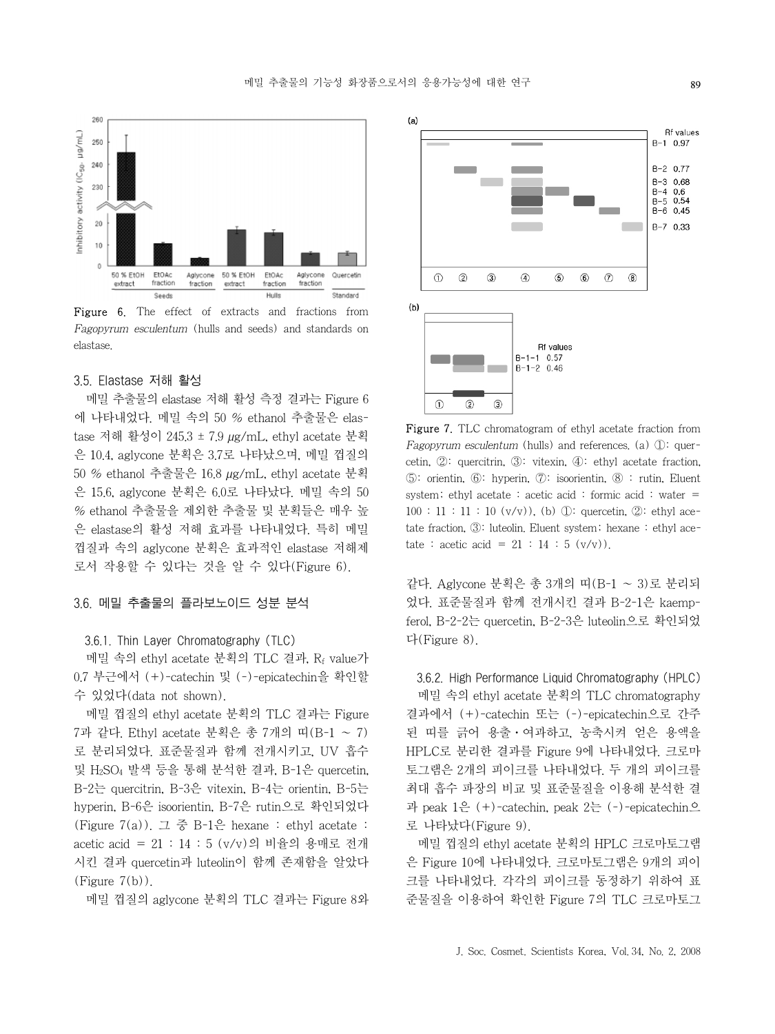Figure 6. The effect of extracts and fractions from *Fagopyrum esculentum* (hulls and seeds) and standards on elastase.

### 3.5. Elastase 저해 활성

메밀 추출물의 elastase 저해 활성 측정 결과는 Figure 6에 나타내었다. 메밀 속의 50 % ethanol 추출물은 elastase 저해 활성이 245.3 ± 7.9 μg/mL, ethyl acetate 분획은 10.4, aglycone 분획은 3.7로 나타났으며, 메밀 껍질의 50 % ethanol 추출물은 16.8 μg/mL, ethyl acetate 분획은 15.6, aglycone 분획은 6.0로 나타났다. 메밀 속의 50 % ethanol 추출물을 제외한 추출물 및 분획들은 매우 높은 elastase의 활성 저해 효과를 나타내었다. 특히 메밀 껍질과 속의 aglycone 분획은 효과적인 elastase 저해제로서 작용할 수 있다는 것을 알 수 있다(Figure 6).

### 3.6. 메밀 추출물의 플라보노이드 성분 분석

#### 3.6.1. Thin Layer Chromatography (TLC)

메밀 속의 ethyl acetate 분획의 TLC 결과, $R_f$ value가 0.7 부근에서 (+)-catechin 및 (-)-epicatechin을 확인할 수 있었다(data not shown).

메밀 껍질의 ethyl acetate 분획의 TLC 결과는 Figure 7과 같다. Ethyl acetate 분획은 총 7개의 띠(B-1 ~ 7)로 분리되었다. 표준물질과 함께 전개시키고, UV 흡수 및 $H_2SO_4$ 발색 등을 통해 분석한 결과, B-1은 quercetin, B-2는 quercitrin, B-3은 vitexin, B-4는 orientin, B-5는 hyperin, B-6은 isoorientin, B-7은 rutin으로 확인되었다(Figure 7(a)). 그 중 B-1은 hexane : ethyl acetate : acetic acid = 21 : 14 : 5 (v/v)의 비율의 용매로 전개시킨 결과 quercetin과 luteolin이 함께 존재함을 알았다(Figure 7(b)).

메밀 껍질의 aglycone 분획의 TLC 결과는 Figure 8와 같다. Aglycone 분획은 총 3개의 띠(B-1 ~ 3)로 분리되었다. 표준물질과 함께 전개시킨 결과 B-2-1은 kaempferol, B-2-2는 quercetin, B-2-3은 luteolin으로 확인되었다(Figure 8).

Figure 7. TLC chromatogram of ethyl acetate fraction from *Fagopyrum esculentum* (hulls) and references. (a) ①: quercetin, ②: quercitrin, ③: vitexin, ④: ethyl acetate fraction, ⑤: orientin, ⑥: hyperin, ⑦: isoorientin, ⑧ : rutin, Eluent system: ethyl acetate : acetic acid : formic acid : water = 100 : 11 : 11 : 10 (v/v)), (b) ①: quercetin, ②: ethyl acetate fraction, ③: luteolin, Eluent system: hexane : ethyl acetate : acetic acid = 21 : 14 : 5 (v/v)).

#### 3.6.2. High Performance Liquid Chromatography (HPLC)

메밀 속의 ethyl acetate 분획의 TLC chromatography 결과에서 (+)-catechin 또는 (-)-epicatechin으로 간주된 띠를 긁어 용출·여과하고, 농축시켜 얻은 용액을 HPLC로 분리한 결과를 Figure 9에 나타내었다. 크로마토그램은 2개의 피이크를 나타내었다. 두 개의 피이크를 최대 흡수 파장의 비교 및 표준물질을 이용해 분석한 결과 peak 1은 (+)-catechin, peak 2는 (-)-epicatechin으로 나타났다(Figure 9).

메밀 껍질의 ethyl acetate 분획의 HPLC 크로마토그램은 Figure 10에 나타내었다. 크로마토그램은 9개의 피이크를 나타내었다. 각각의 피이크를 동정하기 위하여 표준물질을 이용하여 확인한 Figure 7의 TLC 크로마토그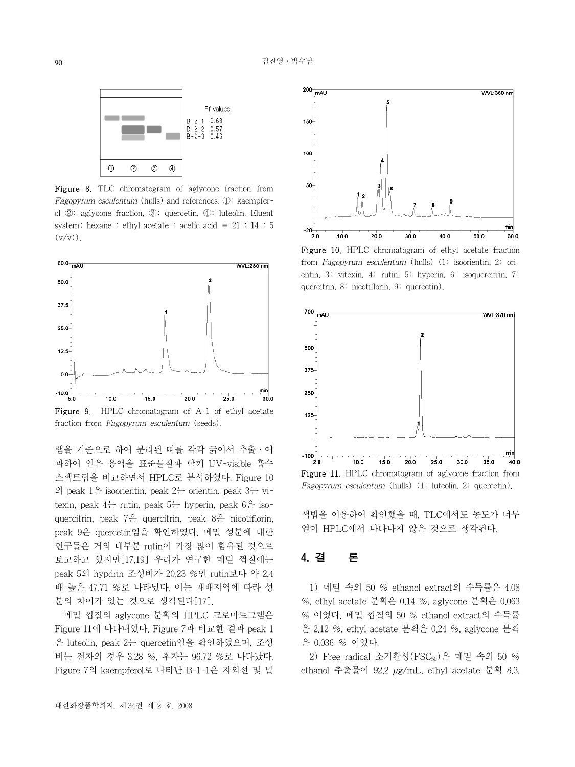Figure 8. TLC chromatogram of aglycone fraction from *Fagopyrum esculentum* (hulls) and references. ①: kaempferol ②: aglycone fraction, ③: quercetin, ④: luteolin. Eluent system; hexane : ethyl acetate : acetic acid = 21 : 14 : 5 (v/v)).

Figure 9. HPLC chromatogram of A-1 of ethyl acetate fraction from *Fagopyrum esculentum* (seeds).

램을 기준으로 하여 분리된 띠를 각각 긁어서 추출・여과하여 얻은 용액을 표준물질과 함께 UV-visible 흡수스펙트럼을 비교하면서 HPLC로 분석하였다. Figure 10의 peak 1은 isoorientin, peak 2는 orientin, peak 3는 vitexin, peak 4는 rutin, peak 5는 hyperin, peak 6은 isoquercitrin, peak 7은 quercitrin, peak 8은 nicotiflorin, peak 9은 quercetin임을 확인하였다. 메밀 성분에 대한 연구들은 거의 대부분 rutin이 가장 많이 함유된 것으로 보고하고 있지만[17,19] 우리가 연구한 메밀 껍질에는 peak 5의 hypdrin 조성비가 20.23 %인 rutin보다 약 2.4배 높은 47.71 %로 나타났다. 이는 재배지역에 따라 성분의 차이가 있는 것으로 생각된다[17].

메밀 껍질의 aglycone 분획의 HPLC 크로마토그램은 Figure 11에 나타내었다. Figure 7과 비교한 결과 peak 1은 luteolin, peak 2는 quercetin임을 확인하였으며, 조성비는 전자의 경우 3.28 %, 후자는 96.72 %로 나타났다. Figure 7의 kaempferol로 나타난 B-1-1은 자외선 및 발

Figure 10. HPLC chromatogram of ethyl acetate fraction from *Fagopyrum esculentum* (hulls) (1: isoorientin, 2: orientin, 3: vitexin, 4: rutin, 5: hyperin, 6: isoquercitrin, 7: quercitrin, 8: nicotiflorin, 9: quercetin).

Figure 11. HPLC chromatogram of aglycone fraction from *Fagopyrum esculentum* (hulls) (1: luteolin, 2: quercetin).

색법을 이용하여 확인했을 때, TLC에서도 농도가 너무 옅어 HPLC에서 나타나지 않은 것으로 생각된다.

## 4. 결 론

1) 메밀 속의 50 % ethanol extract의 수득률은 4.08 %, ethyl acetate 분획은 0.14 %, aglycone 분획은 0.063 % 이었다. 메밀 껍질의 50 % ethanol extract의 수득률은 2.12 %, ethyl acetate 분획은 0.24 %, aglycone 분획은 0.036 % 이었다.

2) Free radical 소거활성($FSC_{50}$)은 메밀 속의 50 % ethanol 추출물이 92.2 μg/mL, ethyl acetate 분획 8.3,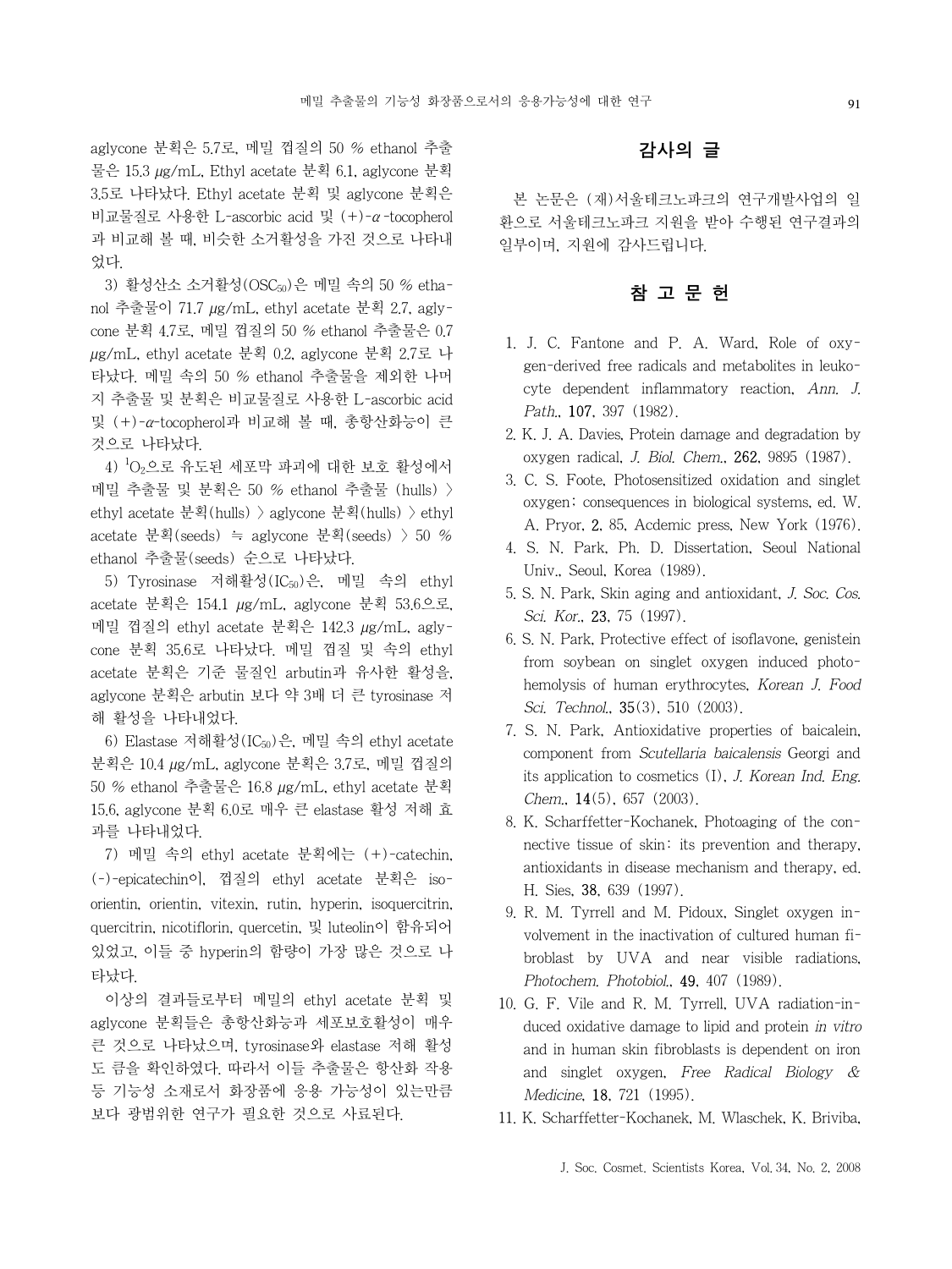aglycone 분획은 5.7로, 메밀 껍질의 50 % ethanol 추출물은 15.3 μg/mL, Ethyl acetate 분획 6.1, aglycone 분획 3.5로 나타났다. Ethyl acetate 분획 및 aglycone 분획은 비교물질로 사용한 L-ascorbic acid 및 (+)-α-tocopherol과 비교해 볼 때, 비슷한 소거활성을 가진 것으로 나타내었다.

3) 활성산소 소거활성($OSC_{50}$)은 메밀 속의 50 % ethanol 추출물이 71.7 μg/mL, ethyl acetate 분획 2.7, aglycone 분획 4.7로, 메밀 껍질의 50 % ethanol 추출물은 0.7 μg/mL, ethyl acetate 분획 0.2, aglycone 분획 2.7로 나타났다. 메밀 속의 50 % ethanol 추출물을 제외한 나머지 추출물 및 분획은 비교물질로 사용한 L-ascorbic acid 및 (+)-α-tocopherol과 비교해 볼 때, 총항산화능이 큰 것으로 나타났다.

4) $^1O_2$으로 유도된 세포막 파괴에 대한 보호 활성에서 메밀 추출물 및 분획은 50 % ethanol 추출물 (hulls) 〉 ethyl acetate 분획(hulls) 〉 aglycone 분획(hulls) 〉 ethyl acetate 분획(seeds) ≒ aglycone 분획(seeds) 〉 50 % ethanol 추출물(seeds) 순으로 나타났다.

5) Tyrosinase 저해활성($IC_{50}$)은, 메밀 속의 ethyl acetate 분획은 154.1 μg/mL, aglycone 분획 53.6으로, 메밀 껍질의 ethyl acetate 분획은 142.3 μg/mL, aglycone 분획 35.6로 나타났다. 메밀 껍질 및 속의 ethyl acetate 분획은 기준 물질인 arbutin과 유사한 활성을, aglycone 분획은 arbutin 보다 약 3배 더 큰 tyrosinase 저해 활성을 나타내었다.

6) Elastase 저해활성($IC_{50}$)은, 메밀 속의 ethyl acetate 분획은 10.4 μg/mL, aglycone 분획은 3.7로, 메밀 껍질의 50 % ethanol 추출물은 16.8 μg/mL, ethyl acetate 분획 15.6, aglycone 분획 6.0로 매우 큰 elastase 활성 저해 효과를 나타내었다.

7) 메밀 속의 ethyl acetate 분획에는 (+)-catechin, (-)-epicatechin이, 껍질의 ethyl acetate 분획은 isoorientin, orientin, vitexin, rutin, hyperin, isoquercitrin, quercitrin, nicotiflorin, quercetin, 및 luteolin이 함유되어 있었고, 이들 중 hyperin의 함량이 가장 많은 것으로 나타났다.

이상의 결과들로부터 메밀의 ethyl acetate 분획 및 aglycone 분획들은 총항산화능과 세포보호활성이 매우 큰 것으로 나타났으며, tyrosinase와 elastase 저해 활성도 큼을 확인하였다. 따라서 이들 추출물은 항산화 작용 등 기능성 소재로서 화장품에 응용 가능성이 있는만큼 보다 광범위한 연구가 필요한 것으로 사료된다.

## 감사의 글

본 논문은 (재)서울테크노파크의 연구개발사업의 일환으로 서울테크노파크 지원을 받아 수행된 연구결과의 일부이며, 지원에 감사드립니다.

## 참 고 문 헌

1. J. C. Fantone and P. A. Ward, Role of oxygen-derived free radicals and metabolites in leukocyte dependent inflammatory reaction, *Ann. J. Path.*, **107**, 397 (1982).
2. K. J. A. Davies, Protein damage and degradation by oxygen radical, *J. Biol. Chem.*, **262**, 9895 (1987).
3. C. S. Foote, Photosensitized oxidation and singlet oxygen; consequences in biological systems, ed. W. A. Pryor, **2**, 85, Acdemic press, New York (1976).
4. S. N. Park, Ph. D. Dissertation, Seoul National Univ., Seoul, Korea (1989).
5. S. N. Park, Skin aging and antioxidant, *J. Soc. Cos. Sci. Kor.*, **23**, 75 (1997).
6. S. N. Park, Protective effect of isoflavone, genistein from soybean on singlet oxygen induced photohemolysis of human erythrocytes, *Korean J. Food Sci. Technol.*, **35**(3), 510 (2003).
7. S. N. Park, Antioxidative properties of baicalein, component from *Scutellaria baicalensis* Georgi and its application to cosmetics (I), *J. Korean Ind. Eng. Chem.*, **14**(5), 657 (2003).
8. K. Scharffetter-Kochanek, Photoaging of the connective tissue of skin: its prevention and therapy, antioxidants in disease mechanism and therapy, ed. H. Sies, **38**, 639 (1997).
9. R. M. Tyrrell and M. Pidoux, Singlet oxygen involvement in the inactivation of cultured human fibroblast by UVA and near visible radiations, *Photochem. Photobiol.*, **49**, 407 (1989).
10. G. F. Vile and R. M. Tyrrell, UVA radiation-induced oxidative damage to lipid and protein *in vitro* and in human skin fibroblasts is dependent on iron and singlet oxygen, *Free Radical Biology & Medicine*, **18**, 721 (1995).
11. K. Scharffetter-Kochanek, M. Wlaschek, K. Briviba,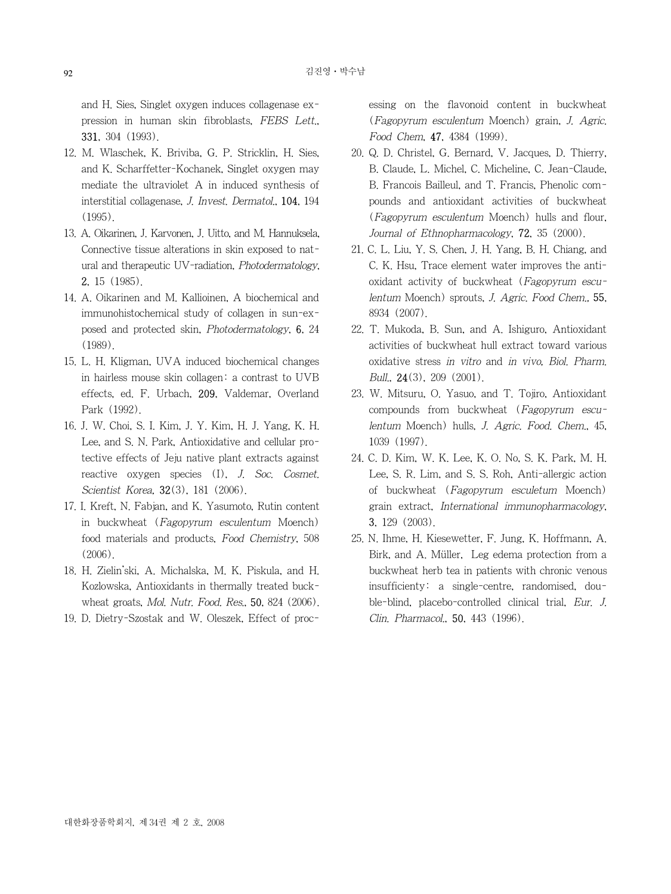and H. Sies, Singlet oxygen induces collagenase expression in human skin fibroblasts, *FEBS Lett.*, **331**, 304 (1993).

12. M. Wlaschek, K. Briviba, G. P. Stricklin, H. Sies, and K. Scharffetter-Kochanek, Singlet oxygen may mediate the ultraviolet A in induced synthesis of interstitial collagenase, *J. Invest. Dermatol.*, **104**, 194 (1995).
13. A. Oikarinen, J. Karvonen, J. Uitto, and M. Hannuksela, Connective tissue alterations in skin exposed to natural and therapeutic UV-radiation, *Photodermatology*, **2**, 15 (1985).
14. A. Oikarinen and M. Kallioinen, A biochemical and immunohistochemical study of collagen in sun-exposed and protected skin, *Photodermatology*, **6**, 24 (1989).
15. L. H. Kligman, UVA induced biochemical changes in hairless mouse skin collagen: a contrast to UVB effects, ed. F. Urbach, **209**, Valdemar, Overland Park (1992).
16. J. W. Choi, S. I. Kim, J. Y. Kim, H. J. Yang, K. H. Lee, and S. N. Park, Antioxidative and cellular protective effects of Jeju native plant extracts against reactive oxygen species (I), *J. Soc. Cosmet. Scientist Korea*, **32**(3), 181 (2006).
17. I. Kreft, N. Fabjan, and K. Yasumoto, Rutin content in buckwheat (*Fagopyrum esculentum* Moench) food materials and products, *Food Chemistry*, 508 (2006).
18. H. Zielin'ski, A. Michalska, M. K. Piskula, and H. Kozlowska, Antioxidants in thermally treated buckwheat groats, *Mol. Nutr. Food. Res.*, **50**, 824 (2006).
19. D. Dietry-Szostak and W. Oleszek, Effect of processing on the flavonoid content in buckwheat (*Fagopyrum esculentum* Moench) grain, *J. Agric. Food Chem*, **47**, 4384 (1999).
20. Q. D. Christel, G. Bernard, V. Jacques, D. Thierry, B. Claude, L. Michel, C. Micheline, C. Jean-Claude, B. Francois Bailleul, and T. Francis, Phenolic compounds and antioxidant activities of buckwheat (*Fagopyrum esculentum* Moench) hulls and flour, *Journal of Ethnopharmacology*, **72**, 35 (2000).
21. C. L. Liu, Y. S. Chen, J. H. Yang, B. H. Chiang, and C. K. Hsu, Trace element water improves the antioxidant activity of buckwheat (*Fagopyrum esculentum* Moench) sprouts, *J. Agric. Food Chem.*, **55**, 8934 (2007).
22. T. Mukoda, B. Sun, and A. Ishiguro, Antioxidant activities of buckwheat hull extract toward various oxidative stress *in vitro* and *in vivo*, *Biol. Pharm. Bull.*, **24**(3), 209 (2001).
23. W. Mitsuru, O. Yasuo, and T. Tojiro, Antioxidant compounds from buckwheat (*Fagopyrum esculentum* Moench) hulls, *J. Agric. Food. Chem.*, 45, 1039 (1997).
24. C. D. Kim, W. K. Lee, K. O. No, S. K. Park, M. H. Lee, S. R. Lim, and S. S. Roh, Anti-allergic action of buckwheat (*Fagopyrum esculetum* Moench) grain extract, *International immunopharmacology*, **3**, 129 (2003).
25. N. Ihme, H. Kiesewetter, F. Jung, K. Hoffmann, A. Birk, and A. Müller, Leg edema protection from a buckwheat herb tea in patients with chronic venous insufficiency: a single-centre, randomised, double-blind, placebo-controlled clinical trial, *Eur. J. Clin. Pharmacol.*, **50**, 443 (1996).